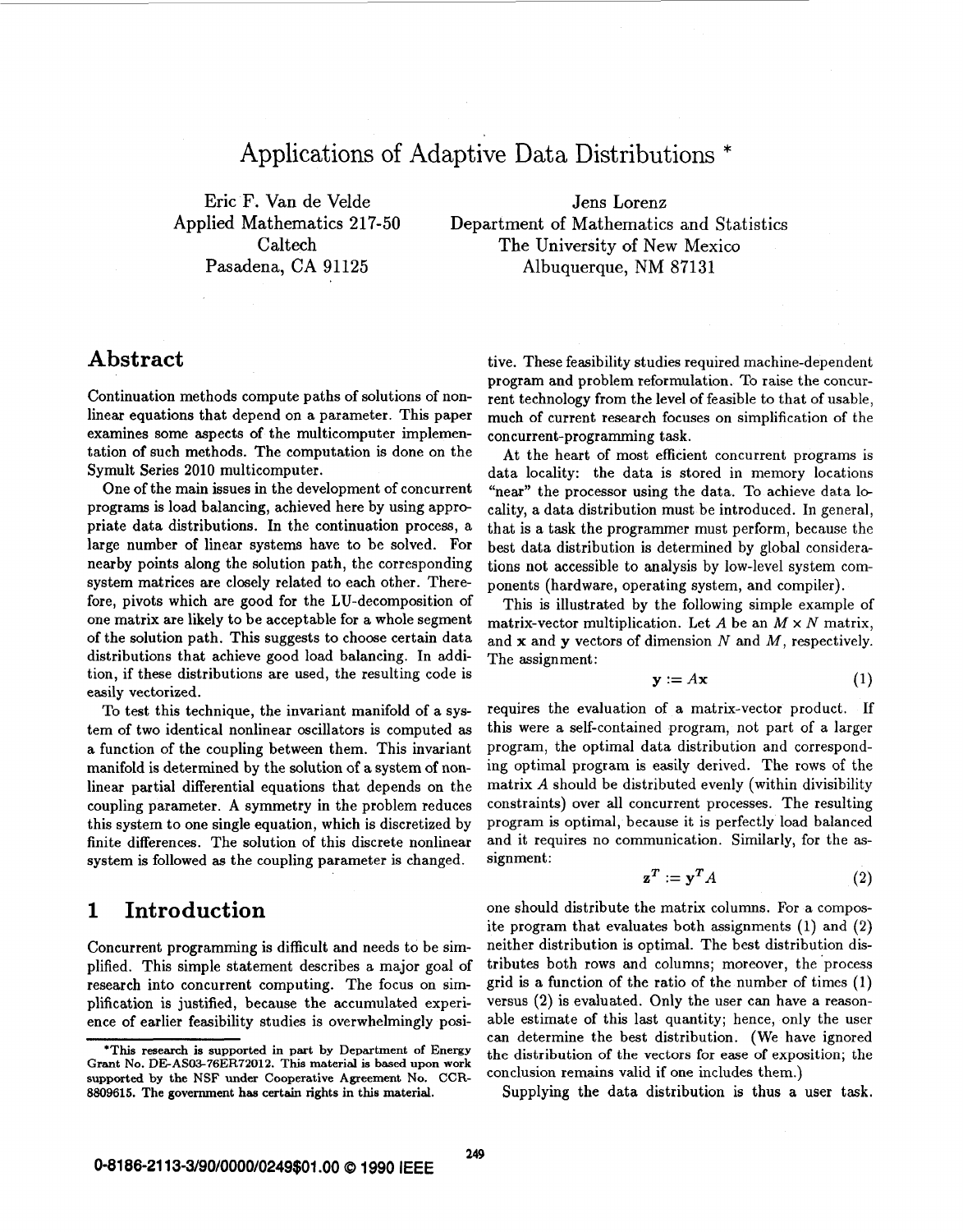# Applications of Adaptive Data Distributions *

Eric F. Van de Velde
Applied Mathematics 217-50
Caltech
Pasadena, CA 91125

Jens Lorenz
Department of Mathematics and Statistics
The University of New Mexico
Albuquerque, NM 87131

## Abstract

Continuation methods compute paths of solutions of nonlinear equations that depend on a parameter. This paper examines some aspects of the multicomputer implementation of such methods. The computation is done on the Symult Series 2010 multicomputer.

One of the main issues in the development of concurrent programs is load balancing, achieved here by using appropriate data distributions. In the continuation process, a large number of linear systems have to be solved. For nearby points along the solution path, the corresponding system matrices are closely related to each other. Therefore, pivots which are good for the LU-decomposition of one matrix are likely to be acceptable for a whole segment of the solution path. This suggests to choose certain data distributions that achieve good load balancing. In addition, if these distributions are used, the resulting code is easily vectorized.

To test this technique, the invariant manifold of a system of two identical nonlinear oscillators is computed as a function of the coupling between them. This invariant manifold is determined by the solution of a system of nonlinear partial differential equations that depends on the coupling parameter. A symmetry in the problem reduces this system to one single equation, which is discretized by finite differences. The solution of this discrete nonlinear system is followed as the coupling parameter is changed.

## 1 Introduction

Concurrent programming is difficult and needs to be simplified. This simple statement describes a major goal of research into concurrent computing. The focus on simplification is justified, because the accumulated experience of earlier feasibility studies is overwhelmingly positive. These feasibility studies required machine-dependent program and problem reformulation. To raise the concurrent technology from the level of feasible to that of usable, much of current research focuses on simplification of the concurrent-programming task.

At the heart of most efficient concurrent programs is data locality: the data is stored in memory locations "near" the processor using the data. To achieve data locality, a data distribution must be introduced. In general, that is a task the programmer must perform, because the best data distribution is determined by global considerations not accessible to analysis by low-level system components (hardware, operating system, and compiler).

This is illustrated by the following simple example of matrix-vector multiplication. Let $A$ be an $M \times N$ matrix, and $\mathbf{x}$ and $\mathbf{y}$ vectors of dimension $N$ and $M$, respectively. The assignment:

$$\mathbf{y} := A\mathbf{x} \tag{1}$$

requires the evaluation of a matrix-vector product. If this were a self-contained program, not part of a larger program, the optimal data distribution and corresponding optimal program is easily derived. The rows of the matrix $A$ should be distributed evenly (within divisibility constraints) over all concurrent processes. The resulting program is optimal, because it is perfectly load balanced and it requires no communication. Similarly, for the assignment:

$$\mathbf{z}^T := \mathbf{y}^T A \tag{2}$$

one should distribute the matrix columns. For a composite program that evaluates both assignments (1) and (2) neither distribution is optimal. The best distribution distributes both rows and columns; moreover, the process grid is a function of the ratio of the number of times (1) versus (2) is evaluated. Only the user can have a reasonable estimate of this last quantity; hence, only the user can determine the best distribution. (We have ignored the distribution of the vectors for ease of exposition; the conclusion remains valid if one includes them.)

Supplying the data distribution is thus a user task.

*This research is supported in part by Department of Energy Grant No. DE-AS03-76ER72012. This material is based upon work supported by the NSF under Cooperative Agreement No. CCR-8809615. The government has certain rights in this material.

0-8186-2113-3/90/0000/0249$01.00 © 1990 IEEE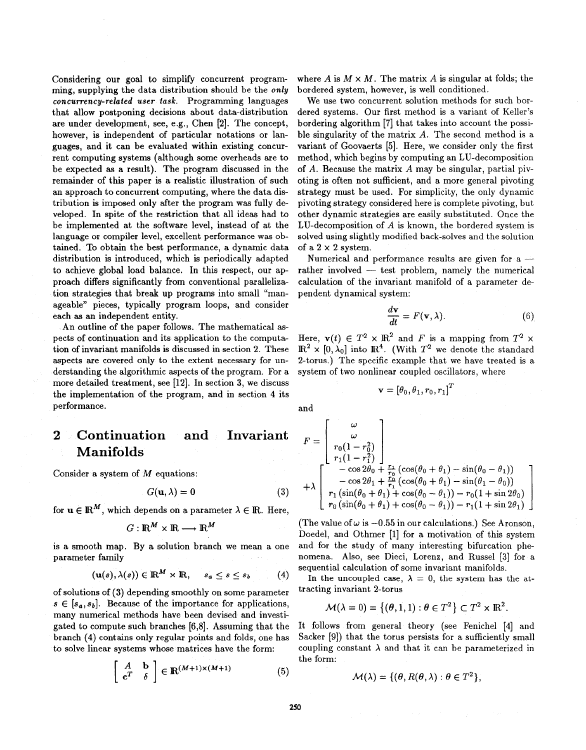Considering our goal to simplify concurrent programming, supplying the data distribution should be the *only concurrency-related user task*. Programming languages that allow postponing decisions about data-distribution are under development, see, e.g., Chen [2]. The concept, however, is independent of particular notations or languages, and it can be evaluated within existing concurrent computing systems (although some overheads are to be expected as a result). The program discussed in the remainder of this paper is a realistic illustration of such an approach to concurrent computing, where the data distribution is imposed only after the program was fully developed. In spite of the restriction that all ideas had to be implemented at the software level, instead of at the language or compiler level, excellent performance was obtained. To obtain the best performance, a dynamic data distribution is introduced, which is periodically adapted to achieve global load balance. In this respect, our approach differs significantly from conventional parallelization strategies that break up programs into small "manageable" pieces, typically program loops, and consider each as an independent entity.

An outline of the paper follows. The mathematical aspects of continuation and its application to the computation of invariant manifolds is discussed in section 2. These aspects are covered only to the extent necessary for understanding the algorithmic aspects of the program. For a more detailed treatment, see [12]. In section 3, we discuss the implementation of the program, and in section 4 its performance.

## 2 Continuation and Invariant Manifolds

Consider a system of $M$ equations:

$$G(\mathbf{u}, \lambda) = 0 \tag{3}$$

for $\mathbf{u} \in \mathbb{R}^M$, which depends on a parameter $\lambda \in \mathbb{R}$. Here,

$$G : \mathbb{R}^M \times \mathbb{R} \longrightarrow \mathbb{R}^M$$

is a smooth map. By a solution branch we mean a one parameter family

$$(\mathbf{u}(s), \lambda(s)) \in \mathbb{R}^M \times \mathbb{R}, \quad s_a \leq s \leq s_b \tag{4}$$

of solutions of (3) depending smoothly on some parameter $s \in [s_a, s_b]$. Because of the importance for applications, many numerical methods have been devised and investigated to compute such branches [6,8]. Assuming that the branch (4) contains only regular points and folds, one has to solve linear systems whose matrices have the form:

$$\begin{bmatrix} A & \mathbf{b} \\ \mathbf{c}^T & \delta \end{bmatrix} \in \mathbb{R}^{(M+1)\times(M+1)} \tag{5}$$

where $A$ is $M \times M$. The matrix $A$ is singular at folds; the bordered system, however, is well conditioned.

We use two concurrent solution methods for such bordered systems. Our first method is a variant of Keller's bordering algorithm [7] that takes into account the possible singularity of the matrix $A$. The second method is a variant of Goovaerts [5]. Here, we consider only the first method, which begins by computing an LU-decomposition of $A$. Because the matrix $A$ may be singular, partial pivoting is often not sufficient, and a more general pivoting strategy must be used. For simplicity, the only dynamic pivoting strategy considered here is complete pivoting, but other dynamic strategies are easily substituted. Once the LU-decomposition of $A$ is known, the bordered system is solved using slightly modified back-solves and the solution of a $2 \times 2$ system.

Numerical and performance results are given for a — rather involved — test problem, namely the numerical calculation of the invariant manifold of a parameter dependent dynamical system:

$$\frac{d\mathbf{v}}{dt} = F(\mathbf{v}, \lambda). \tag{6}$$

Here, $\mathbf{v}(t) \in T^2 \times \mathbb{R}^2$ and $F$ is a mapping from $T^2 \times \mathbb{R}^2 \times [0, \lambda_0]$ into $\mathbb{R}^4$. (With $T^2$ we denote the standard 2-torus.) The specific example that we have treated is a system of two nonlinear coupled oscillators, where

$$\mathbf{v} = [\theta_0, \theta_1, r_0, r_1]^T$$

and

$$F = \begin{bmatrix} \omega \\ \omega \\ r_0(1 - r_0^2) \\ r_1(1 - r_1^2) \end{bmatrix} + \lambda \begin{bmatrix} -\cos 2\theta_0 + \frac{r_1}{r_0}(\cos(\theta_0 + \theta_1) - \sin(\theta_0 - \theta_1)) \\ -\cos 2\theta_1 + \frac{r_0}{r_1}(\cos(\theta_0 + \theta_1) - \sin(\theta_1 - \theta_0)) \\ r_1(\sin(\theta_0 + \theta_1) + \cos(\theta_0 - \theta_1)) - r_0(1 + \sin 2\theta_0) \\ r_0(\sin(\theta_0 + \theta_1) + \cos(\theta_0 - \theta_1)) - r_1(1 + \sin 2\theta_1) \end{bmatrix}$$

(The value of $\omega$ is $-0.55$ in our calculations.) See Aronson, Doedel, and Othmer [1] for a motivation of this system and for the study of many interesting bifurcation phenomena. Also, see Dieci, Lorenz, and Russel [3] for a sequential calculation of some invariant manifolds.

In the uncoupled case, $\lambda = 0$, the system has the attracting invariant 2-torus

$$\mathcal{M}(\lambda = 0) = \{(\boldsymbol{\theta}, 1, 1) : \boldsymbol{\theta} \in T^2\} \subset T^2 \times \mathbb{R}^2.$$

It follows from general theory (see Fenichel [4] and Sacker [9]) that the torus persists for a sufficiently small coupling constant $\lambda$ and that it can be parameterized in the form:

$$\mathcal{M}(\lambda) = \{(\boldsymbol{\theta}, R(\boldsymbol{\theta}, \lambda) : \boldsymbol{\theta} \in T^2\},$$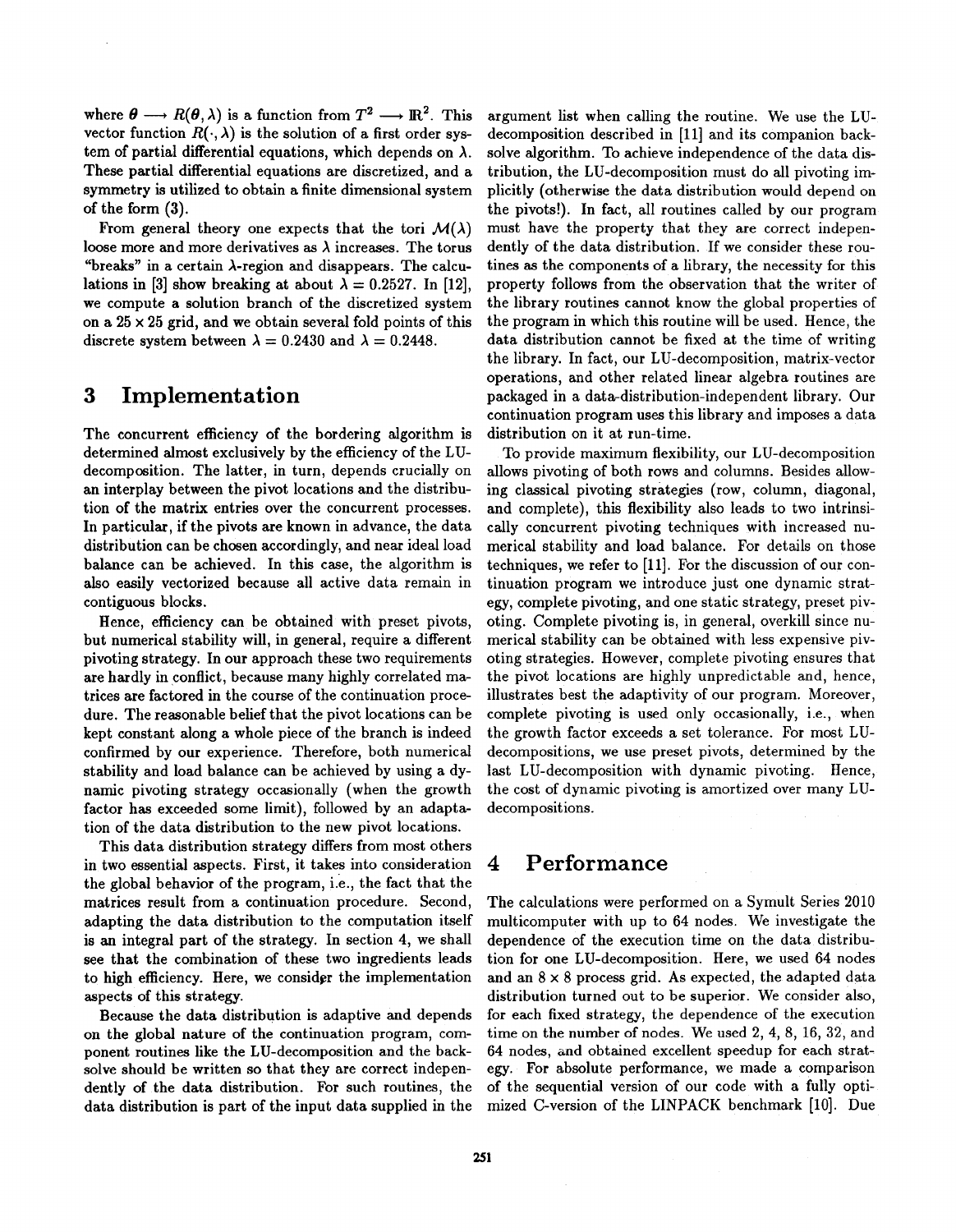where $\theta \longrightarrow R(\theta, \lambda)$ is a function from $T^2 \longrightarrow \mathbb{R}^2$. This vector function $R(\cdot, \lambda)$ is the solution of a first order system of partial differential equations, which depends on $\lambda$. These partial differential equations are discretized, and a symmetry is utilized to obtain a finite dimensional system of the form (3).

From general theory one expects that the tori $\mathcal{M}(\lambda)$ loose more and more derivatives as $\lambda$ increases. The torus "breaks" in a certain $\lambda$-region and disappears. The calculations in [3] show breaking at about $\lambda = 0.2527$. In [12], we compute a solution branch of the discretized system on a $25 \times 25$ grid, and we obtain several fold points of this discrete system between $\lambda = 0.2430$ and $\lambda = 0.2448$.

# 3 Implementation

The concurrent efficiency of the bordering algorithm is determined almost exclusively by the efficiency of the LU-decomposition. The latter, in turn, depends crucially on an interplay between the pivot locations and the distribution of the matrix entries over the concurrent processes. In particular, if the pivots are known in advance, the data distribution can be chosen accordingly, and near ideal load balance can be achieved. In this case, the algorithm is also easily vectorized because all active data remain in contiguous blocks.

Hence, efficiency can be obtained with preset pivots, but numerical stability will, in general, require a different pivoting strategy. In our approach these two requirements are hardly in conflict, because many highly correlated matrices are factored in the course of the continuation procedure. The reasonable belief that the pivot locations can be kept constant along a whole piece of the branch is indeed confirmed by our experience. Therefore, both numerical stability and load balance can be achieved by using a dynamic pivoting strategy occasionally (when the growth factor has exceeded some limit), followed by an adaptation of the data distribution to the new pivot locations.

This data distribution strategy differs from most others in two essential aspects. First, it takes into consideration the global behavior of the program, i.e., the fact that the matrices result from a continuation procedure. Second, adapting the data distribution to the computation itself is an integral part of the strategy. In section 4, we shall see that the combination of these two ingredients leads to high efficiency. Here, we consider the implementation aspects of this strategy.

Because the data distribution is adaptive and depends on the global nature of the continuation program, component routines like the LU-decomposition and the backsolve should be written so that they are correct independently of the data distribution. For such routines, the data distribution is part of the input data supplied in the argument list when calling the routine. We use the LU-decomposition described in [11] and its companion backsolve algorithm. To achieve independence of the data distribution, the LU-decomposition must do all pivoting implicitly (otherwise the data distribution would depend on the pivots!). In fact, all routines called by our program must have the property that they are correct independently of the data distribution. If we consider these routines as the components of a library, the necessity for this property follows from the observation that the writer of the library routines cannot know the global properties of the program in which this routine will be used. Hence, the data distribution cannot be fixed at the time of writing the library. In fact, our LU-decomposition, matrix-vector operations, and other related linear algebra routines are packaged in a data-distribution-independent library. Our continuation program uses this library and imposes a data distribution on it at run-time.

To provide maximum flexibility, our LU-decomposition allows pivoting of both rows and columns. Besides allowing classical pivoting strategies (row, column, diagonal, and complete), this flexibility also leads to two intrinsically concurrent pivoting techniques with increased numerical stability and load balance. For details on those techniques, we refer to [11]. For the discussion of our continuation program we introduce just one dynamic strategy, complete pivoting, and one static strategy, preset pivoting. Complete pivoting is, in general, overkill since numerical stability can be obtained with less expensive pivoting strategies. However, complete pivoting ensures that the pivot locations are highly unpredictable and, hence, illustrates best the adaptivity of our program. Moreover, complete pivoting is used only occasionally, i.e., when the growth factor exceeds a set tolerance. For most LU-decompositions, we use preset pivots, determined by the last LU-decomposition with dynamic pivoting. Hence, the cost of dynamic pivoting is amortized over many LU-decompositions.

# 4 Performance

The calculations were performed on a Symult Series 2010 multicomputer with up to 64 nodes. We investigate the dependence of the execution time on the data distribution for one LU-decomposition. Here, we used 64 nodes and an $8 \times 8$ process grid. As expected, the adapted data distribution turned out to be superior. We consider also, for each fixed strategy, the dependence of the execution time on the number of nodes. We used 2, 4, 8, 16, 32, and 64 nodes, and obtained excellent speedup for each strategy. For absolute performance, we made a comparison of the sequential version of our code with a fully optimized C-version of the LINPACK benchmark [10]. Due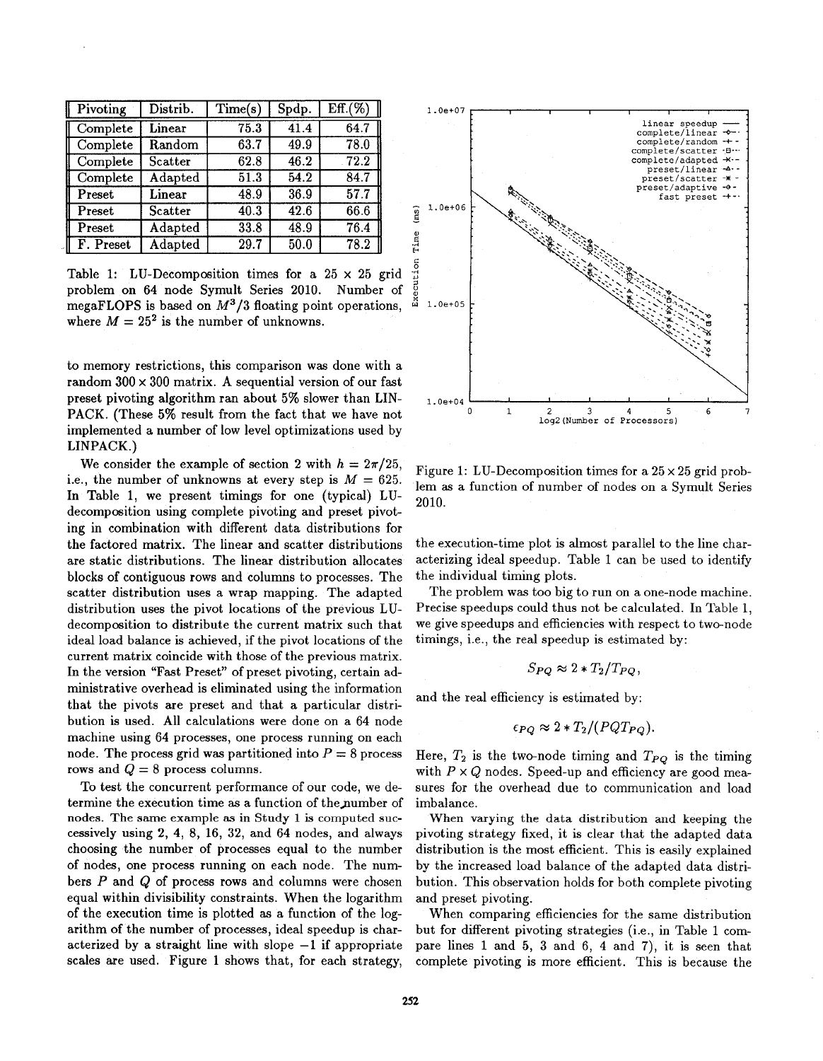| Pivoting | Distrib. | Time(s) | Spdp. | Eff.(%) |
|---|---|---|---|---|
| Complete | Linear | 75.3 | 41.4 | 64.7 |
| Complete | Random | 63.7 | 49.9 | 78.0 |
| Complete | Scatter | 62.8 | 46.2 | 72.2 |
| Complete | Adapted | 51.3 | 54.2 | 84.7 |
| Preset | Linear | 48.9 | 36.9 | 57.7 |
| Preset | Scatter | 40.3 | 42.6 | 66.6 |
| Preset | Adapted | 33.8 | 48.9 | 76.4 |
| F. Preset | Adapted | 29.7 | 50.0 | 78.2 |

Table 1: LU-Decomposition times for a 25 × 25 grid problem on 64 node Symult Series 2010. Number of megaFLOPS is based on $M^3/3$ floating point operations, where $M = 25^2$ is the number of unknowns.

to memory restrictions, this comparison was done with a random 300 × 300 matrix. A sequential version of our fast preset pivoting algorithm ran about 5% slower than LINPACK. (These 5% result from the fact that we have not implemented a number of low level optimizations used by LINPACK.)

We consider the example of section 2 with $h = 2\pi/25$, i.e., the number of unknowns at every step is $M = 625$. In Table 1, we present timings for one (typical) LU-decomposition using complete pivoting and preset pivoting in combination with different data distributions for the factored matrix. The linear and scatter distributions are static distributions. The linear distribution allocates blocks of contiguous rows and columns to processes. The scatter distribution uses a wrap mapping. The adapted distribution uses the pivot locations of the previous LU-decomposition to distribute the current matrix such that ideal load balance is achieved, if the pivot locations of the current matrix coincide with those of the previous matrix. In the version "Fast Preset" of preset pivoting, certain administrative overhead is eliminated using the information that the pivots are preset and that a particular distribution is used. All calculations were done on a 64 node machine using 64 processes, one process running on each node. The process grid was partitioned into $P = 8$ process rows and $Q = 8$ process columns.

To test the concurrent performance of our code, we determine the execution time as a function of the number of nodes. The same example as in Study 1 is computed successively using 2, 4, 8, 16, 32, and 64 nodes, and always choosing the number of processes equal to the number of nodes, one process running on each node. The numbers $P$ and $Q$ of process rows and columns were chosen equal within divisibility constraints. When the logarithm of the execution time is plotted as a function of the logarithm of the number of processes, ideal speedup is characterized by a straight line with slope −1 if appropriate scales are used. Figure 1 shows that, for each strategy, the execution-time plot is almost parallel to the line characterizing ideal speedup. Table 1 can be used to identify the individual timing plots.

Figure 1: LU-Decomposition times for a 25 × 25 grid problem as a function of number of nodes on a Symult Series 2010.

The problem was too big to run on a one-node machine. Precise speedups could thus not be calculated. In Table 1, we give speedups and efficiencies with respect to two-node timings, i.e., the real speedup is estimated by:

$$S_{PQ} \approx 2 * T_2/T_{PQ},$$

and the real efficiency is estimated by:

$$\epsilon_{PQ} \approx 2 * T_2/(PQT_{PQ}).$$

Here, $T_2$ is the two-node timing and $T_{PQ}$ is the timing with $P \times Q$ nodes. Speed-up and efficiency are good measures for the overhead due to communication and load imbalance.

When varying the data distribution and keeping the pivoting strategy fixed, it is clear that the adapted data distribution is the most efficient. This is easily explained by the increased load balance of the adapted data distribution. This observation holds for both complete pivoting and preset pivoting.

When comparing efficiencies for the same distribution but for different pivoting strategies (i.e., in Table 1 compare lines 1 and 5, 3 and 6, 4 and 7), it is seen that complete pivoting is more efficient. This is because the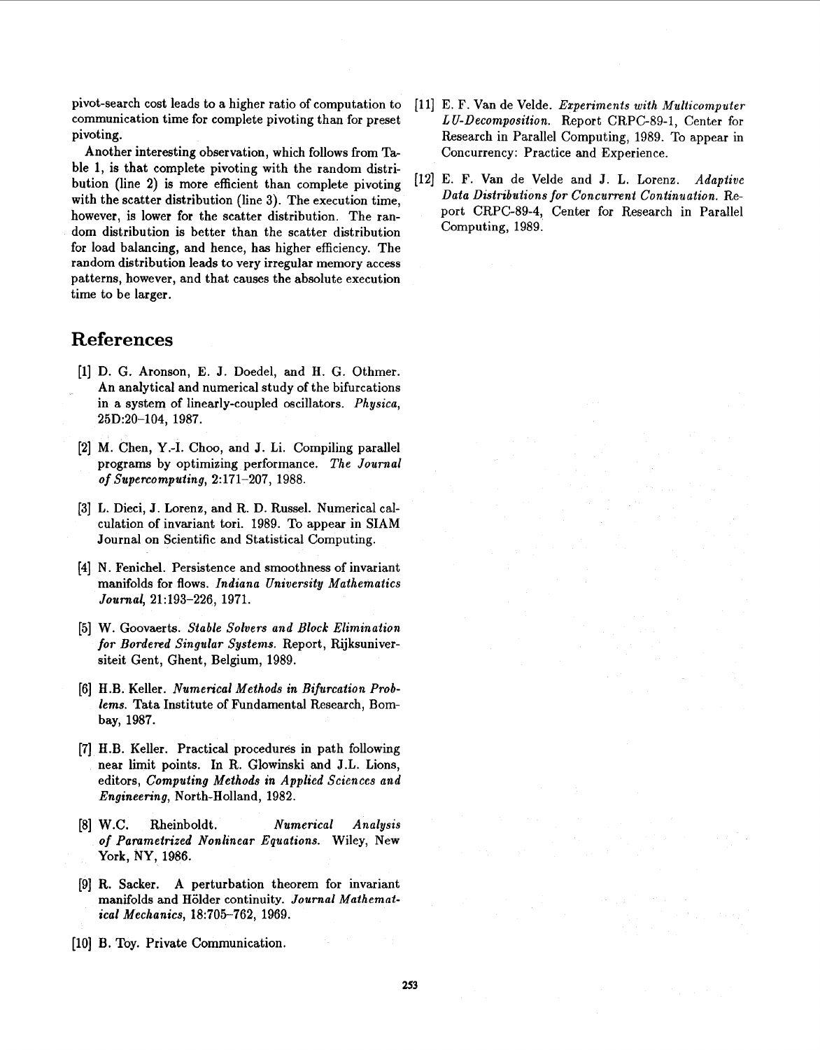pivot-search cost leads to a higher ratio of computation to communication time for complete pivoting than for preset pivoting.

Another interesting observation, which follows from Table 1, is that complete pivoting with the random distribution (line 2) is more efficient than complete pivoting with the scatter distribution (line 3). The execution time, however, is lower for the scatter distribution. The random distribution is better than the scatter distribution for load balancing, and hence, has higher efficiency. The random distribution leads to very irregular memory access patterns, however, and that causes the absolute execution time to be larger.

## References

[1] D. G. Aronson, E. J. Doedel, and H. G. Othmer. An analytical and numerical study of the bifurcations in a system of linearly-coupled oscillators. *Physica*, 25D:20–104, 1987.

[2] M. Chen, Y.-I. Choo, and J. Li. Compiling parallel programs by optimizing performance. *The Journal of Supercomputing*, 2:171–207, 1988.

[3] L. Dieci, J. Lorenz, and R. D. Russel. Numerical calculation of invariant tori. 1989. To appear in SIAM Journal on Scientific and Statistical Computing.

[4] N. Fenichel. Persistence and smoothness of invariant manifolds for flows. *Indiana University Mathematics Journal*, 21:193–226, 1971.

[5] W. Govaerts. *Stable Solvers and Block Elimination for Bordered Singular Systems.* Report, Rijksuniversiteit Gent, Ghent, Belgium, 1989.

[6] H.B. Keller. *Numerical Methods in Bifurcation Problems.* Tata Institute of Fundamental Research, Bombay, 1987.

[7] H.B. Keller. Practical procedures in path following near limit points. In R. Glowinski and J.L. Lions, editors, *Computing Methods in Applied Sciences and Engineering*, North-Holland, 1982.

[8] W.C. Rheinboldt. *Numerical Analysis of Parametrized Nonlinear Equations.* Wiley, New York, NY, 1986.

[9] R. Sacker. A perturbation theorem for invariant manifolds and Hölder continuity. *Journal Mathematical Mechanics*, 18:705–762, 1969.

[10] B. Toy. Private Communication.

[11] E. F. Van de Velde. *Experiments with Multicomputer LU-Decomposition.* Report CRPC-89-1, Center for Research in Parallel Computing, 1989. To appear in Concurrency: Practice and Experience.

[12] E. F. Van de Velde and J. L. Lorenz. *Adaptive Data Distributions for Concurrent Continuation.* Report CRPC-89-4, Center for Research in Parallel Computing, 1989.